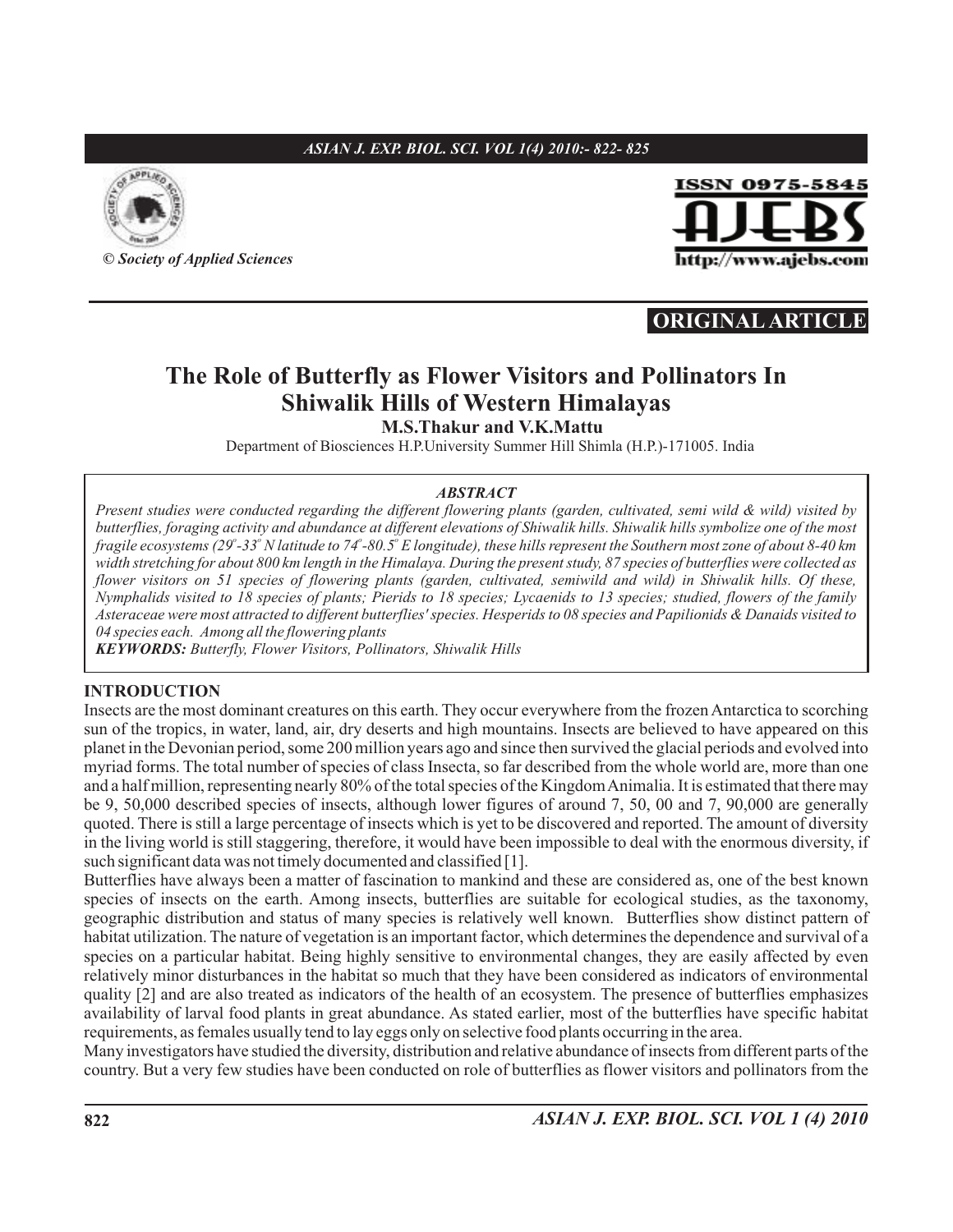**ORIGINAL ARTICLE**

# The Role of Butterfly as Flower Visitors and Pollinators In Shiwalik Hills of Western Himalayas

**M.S.Thakur and V.K.Mattu**

Department of Biosciences H.P.University Summer Hill Shimla (H.P.)-171005. India

***ABSTRACT***

*Present studies were conducted regarding the different flowering plants (garden, cultivated, semi wild & wild) visited by butterflies, foraging activity and abundance at different elevations of Shiwalik hills. Shiwalik hills symbolize one of the most fragile ecosystems (29°-33° N latitude to 74°-80.5° E longitude), these hills represent the Southern most zone of about 8-40 km width stretching for about 800 km length in the Himalaya. During the present study, 87 species of butterflies were collected as flower visitors on 51 species of flowering plants (garden, cultivated, semiwild and wild) in Shiwalik hills. Of these, Nymphalids visited to 18 species of plants; Pierids to 18 species; Lycaenids to 13 species; studied, flowers of the family Asteraceae were most attracted to different butterflies' species. Hesperids to 08 species and Papilionids & Danaids visited to 04 species each. Among all the flowering plants*

***KEYWORDS:*** *Butterfly, Flower Visitors, Pollinators, Shiwalik Hills*

## INTRODUCTION

Insects are the most dominant creatures on this earth. They occur everywhere from the frozen Antarctica to scorching sun of the tropics, in water, land, air, dry deserts and high mountains. Insects are believed to have appeared on this planet in the Devonian period, some 200 million years ago and since then survived the glacial periods and evolved into myriad forms. The total number of species of class Insecta, so far described from the whole world are, more than one and a half million, representing nearly 80% of the total species of the Kingdom Animalia. It is estimated that there may be 9, 50,000 described species of insects, although lower figures of around 7, 50, 00 and 7, 90,000 are generally quoted. There is still a large percentage of insects which is yet to be discovered and reported. The amount of diversity in the living world is still staggering, therefore, it would have been impossible to deal with the enormous diversity, if such significant data was not timely documented and classified [1].

Butterflies have always been a matter of fascination to mankind and these are considered as, one of the best known species of insects on the earth. Among insects, butterflies are suitable for ecological studies, as the taxonomy, geographic distribution and status of many species is relatively well known. Butterflies show distinct pattern of habitat utilization. The nature of vegetation is an important factor, which determines the dependence and survival of a species on a particular habitat. Being highly sensitive to environmental changes, they are easily affected by even relatively minor disturbances in the habitat so much that they have been considered as indicators of environmental quality [2] and are also treated as indicators of the health of an ecosystem. The presence of butterflies emphasizes availability of larval food plants in great abundance. As stated earlier, most of the butterflies have specific habitat requirements, as females usually tend to lay eggs only on selective food plants occurring in the area.

Many investigators have studied the diversity, distribution and relative abundance of insects from different parts of the country. But a very few studies have been conducted on role of butterflies as flower visitors and pollinators from the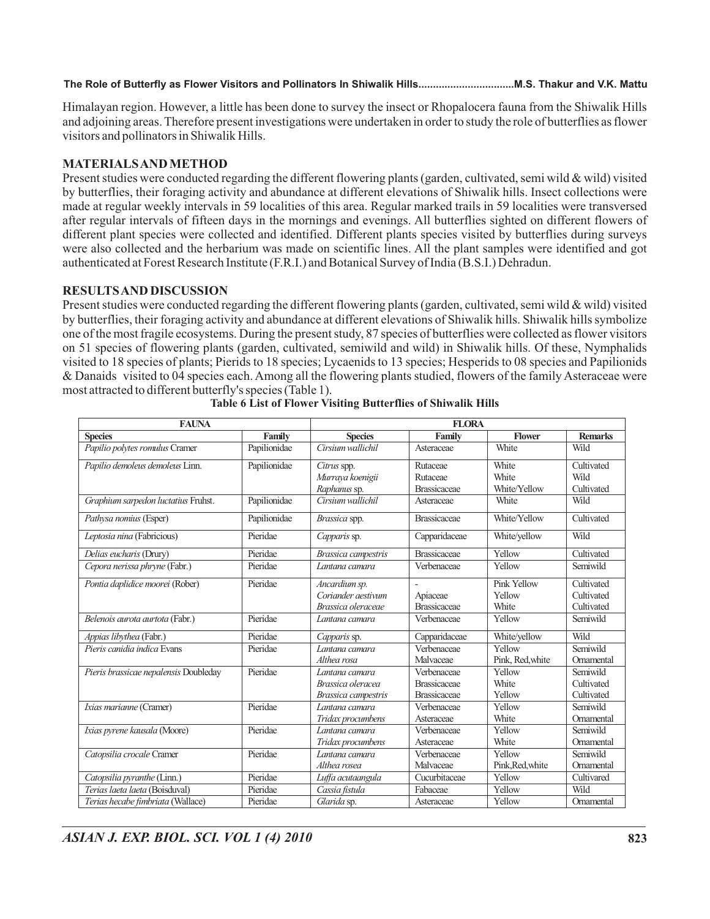Himalayan region. However, a little has been done to survey the insect or Rhopalocera fauna from the Shiwalik Hills and adjoining areas. Therefore present investigations were undertaken in order to study the role of butterflies as flower visitors and pollinators in Shiwalik Hills.

## MATERIALS AND METHOD

Present studies were conducted regarding the different flowering plants (garden, cultivated, semi wild & wild) visited by butterflies, their foraging activity and abundance at different elevations of Shiwalik hills. Insect collections were made at regular weekly intervals in 59 localities of this area. Regular marked trails in 59 localities were transversed after regular intervals of fifteen days in the mornings and evenings. All butterflies sighted on different flowers of different plant species were collected and identified. Different plants species visited by butterflies during surveys were also collected and the herbarium was made on scientific lines. All the plant samples were identified and got authenticated at Forest Research Institute (F.R.I.) and Botanical Survey of India (B.S.I.) Dehradun.

## RESULTS AND DISCUSSION

Present studies were conducted regarding the different flowering plants (garden, cultivated, semi wild & wild) visited by butterflies, their foraging activity and abundance at different elevations of Shiwalik hills. Shiwalik hills symbolize one of the most fragile ecosystems. During the present study, 87 species of butterflies were collected as flower visitors on 51 species of flowering plants (garden, cultivated, semiwild and wild) in Shiwalik hills. Of these, Nymphalids visited to 18 species of plants; Pierids to 18 species; Lycaenids to 13 species; Hesperids to 08 species and Papilionids & Danaids visited to 04 species each. Among all the flowering plants studied, flowers of the family Asteraceae were most attracted to different butterfly's species (Table 1).

**Table 6 List of Flower Visiting Butterflies of Shiwalik Hills**

| FAUNA | | FLORA | | | |
|---|---|---|---|---|---|
| **Species** | **Family** | **Species** | **Family** | **Flower** | **Remarks** |
| *Papilio polytes romulus* Cramer | Papilionidae | *Cirsium wallichil* | Asteraceae | White | Wild |
| *Papilio demoleus demoleus* Linn. | Papilionidae | *Citrus* spp.<br>*Murraya koenigii*<br>*Raphanus* sp. | Rutaceae<br>Rutaceae<br>Brassicaceae | White<br>White<br>White/Yellow | Cultivated<br>Wild<br>Cultivated |
| *Graphium sarpedon luctatius* Fruhst. | Papilionidae | *Cirsium wallichil* | Asteraceae | White | Wild |
| *Pathysa nomius* (Esper) | Papilionidae | *Brassica* spp. | Brassicaceae | White/Yellow | Cultivated |
| *Leptosia nina* (Fabricious) | Pieridae | *Capparis* sp. | Capparidaceae | White/yellow | Wild |
| *Delias eucharis* (Drury) | Pieridae | *Brassica campestris* | Brassicaceae | Yellow | Cultivated |
| *Cepora nerissa phryne* (Fabr.) | Pieridae | *Lantana camara* | Verbenaceae | Yellow | Semiwild |
| *Pontia daplidice moorei* (Rober) | Pieridae | *Ancardium sp.*<br>*Coriander aestivum*<br>*Brassica oleraceae* | -<br>Apiaceae<br>Brassicaceae | Pink Yellow<br>Yellow<br>White | Cultivated<br>Cultivated<br>Cultivated |
| *Belenois aurota aurtota* (Fabr.) | Pieridae | *Lantana camara* | Verbenaceae | Yellow | Semiwild |
| *Appias libythea* (Fabr.) | Pieridae | *Capparis* sp. | Capparidaceae | White/yellow | Wild |
| *Pieris canidia indica* Evans | Pieridae | *Lantana camara*<br>*Althea rosa* | Verbenaceae<br>Malvaceae | Yellow<br>Pink, Red,white | Semiwild<br>Ornamental |
| *Pieris brassicae nepalensis* Doubleday | Pieridae | *Lantana camara*<br>*Brassica oleracea*<br>*Brassica campestris* | Verbenaceae<br>Brassicaceae<br>Brassicaceae | Yellow<br>White<br>Yellow | Semiwild<br>Cultivated<br>Cultivated |
| *Ixias marianne* (Cramer) | Pieridae | *Lantana camara*<br>*Tridax procumbens* | Verbenaceae<br>Asteraceae | Yellow<br>White | Semiwild<br>Ornamental |
| *Ixias pyrene kausala* (Moore) | Pieridae | *Lantana camara*<br>*Tridax procumbens* | Verbenaceae<br>Asteraceae | Yellow<br>White | Semiwild<br>Ornamental |
| *Catopsilia crocale* Cramer | Pieridae | *Lantana camara*<br>*Althea rosea* | Verbenaceae<br>Malvaceae | Yellow<br>Pink,Red,white | Semiwild<br>Ornamental |
| *Catopsilia pyranthe* (Linn.) | Pieridae | *Luffa acutaangula* | Cucurbitaceae | Yellow | Cultivared |
| *Terias laeta laeta* (Boisduval) | Pieridae | *Cassia fistula* | Fabaceae | Yellow | Wild |
| *Terias hecabe fimbriata* (Wallace) | Pieridae | *Glarida* sp. | Asteraceae | Yellow | Ornamental |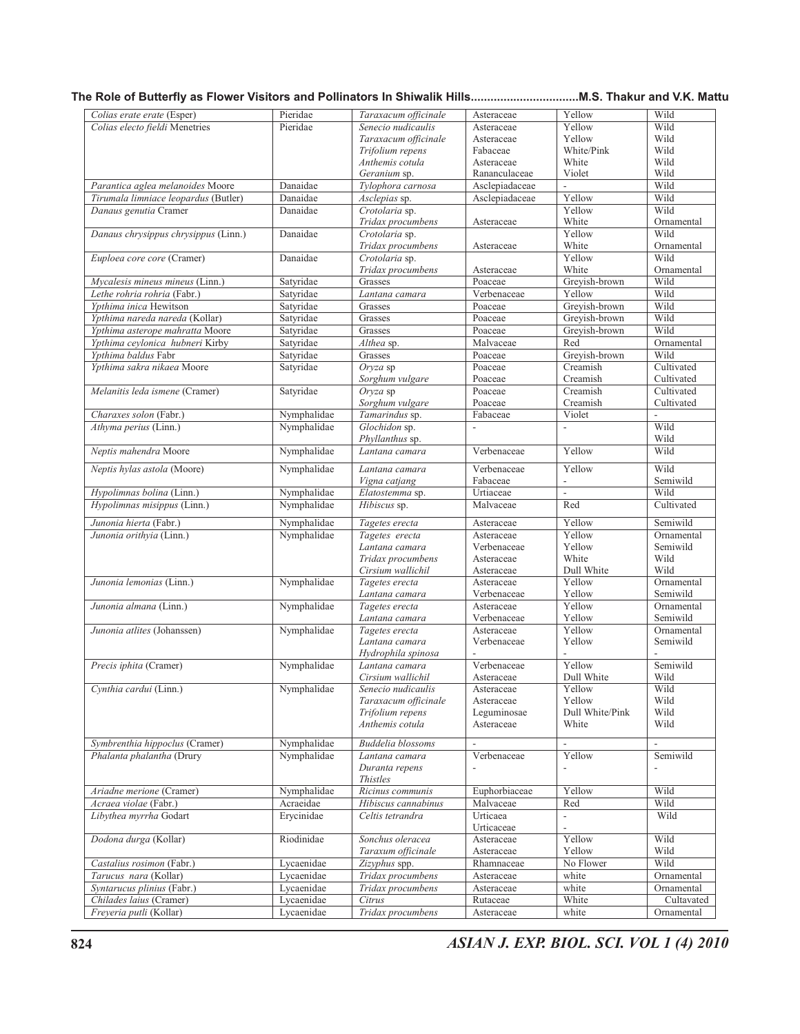| | | | | | |
|---|---|---|---|---|---|
| *Colias erate erate* (Esper) | Pieridae | *Taraxacum officinale* | Asteraceae | Yellow | Wild |
| *Colias electo fieldi* Menetries | Pieridae | *Senecio nudicaulis*<br>*Taraxacum officinale*<br>*Trifolium repens*<br>*Anthemis cotula*<br>*Geranium* sp. | Asteraceae<br>Asteraceae<br>Fabaceae<br>Asteraceae<br>Rananculaceae | Yellow<br>Yellow<br>White/Pink<br>White<br>Violet | Wild<br>Wild<br>Wild<br>Wild<br>Wild |
| *Parantica aglea melanoides* Moore | Danaidae | *Tylophora carnosa* | Asclepiadaceae | - | Wild |
| *Tirumala limniace leopardus* (Butler) | Danaidae | *Asclepias* sp. | Asclepiadaceae | Yellow | Wild |
| *Danaus genutia* Cramer | Danaidae | *Crotolaria* sp.<br>*Tridax procumbens* | <br>Asteraceae | Yellow<br>White | Wild<br>Ornamental |
| *Danaus chrysippus chrysippus* (Linn.) | Danaidae | *Crotolaria* sp.<br>*Tridax procumbens* | <br>Asteraceae | Yellow<br>White | Wild<br>Ornamental |
| *Euploea core core* (Cramer) | Danaidae | *Crotolaria* sp.<br>*Tridax procumbens* | <br>Asteraceae | Yellow<br>White | Wild<br>Ornamental |
| *Mycalesis mineus mineus* (Linn.) | Satyridae | Grasses | Poaceae | Greyish-brown | Wild |
| *Lethe rohria rohria* (Fabr.) | Satyridae | *Lantana camara* | Verbenaceae | Yellow | Wild |
| *Ypthima inica* Hewitson | Satyridae | Grasses | Poaceae | Greyish-brown | Wild |
| *Ypthima nareda nareda* (Kollar) | Satyridae | Grasses | Poaceae | Greyish-brown | Wild |
| *Ypthima asterope mahratta* Moore | Satyridae | Grasses | Poaceae | Greyish-brown | Wild |
| *Ypthima ceylonica hubneri* Kirby | Satyridae | *Althea* sp. | Malvaceae | Red | Ornamental |
| *Ypthima baldus* Fabr | Satyridae | Grasses | Poaceae | Greyish-brown | Wild |
| *Ypthima sakra nikaea* Moore | Satyridae | *Oryza* sp<br>*Sorghum vulgare* | Poaceae<br>Poaceae | Creamish<br>Creamish | Cultivated<br>Cultivated |
| *Melanitis leda ismene* (Cramer) | Satyridae | *Oryza* sp<br>*Sorghum vulgare* | Poaceae<br>Poaceae | Creamish<br>Creamish | Cultivated<br>Cultivated |
| *Charaxes solon* (Fabr.) | Nymphalidae | *Tamarindus* sp. | Fabaceae | Violet | - |
| *Athyma perius* (Linn.) | Nymphalidae | *Glochidon* sp.<br>*Phyllanthus* sp. | - | - | Wild<br>Wild |
| *Neptis mahendra* Moore | Nymphalidae | *Lantana camara* | Verbenaceae | Yellow | Wild |
| *Neptis hylas astola* (Moore) | Nymphalidae | *Lantana camara*<br>*Vigna catjang* | Verbenaceae<br>Fabaceae | Yellow<br>- | Wild<br>Semiwild |
| *Hypolimnas bolina* (Linn.) | Nymphalidae | *Elatostemma* sp. | Urtiaceae | - | Wild |
| *Hypolimnas misippus* (Linn.) | Nymphalidae | *Hibiscus* sp. | Malvaceae | Red | Cultivated |
| *Junonia hierta* (Fabr.) | Nymphalidae | *Tagetes erecta* | Asteraceae | Yellow | Semiwild |
| *Junonia orithyia* (Linn.) | Nymphalidae | *Tagetes erecta*<br>*Lantana camara*<br>*Tridax procumbens*<br>*Cirsium wallichil* | Asteraceae<br>Verbenaceae<br>Asteraceae<br>Asteraceae | Yellow<br>Yellow<br>White<br>Dull White | Ornamental<br>Semiwild<br>Wild<br>Wild |
| *Junonia lemonias* (Linn.) | Nymphalidae | *Tagetes erecta*<br>*Lantana camara* | Asteraceae<br>Verbenaceae | Yellow<br>Yellow | Ornamental<br>Semiwild |
| *Junonia almana* (Linn.) | Nymphalidae | *Tagetes erecta*<br>*Lantana camara* | Asteraceae<br>Verbenaceae | Yellow<br>Yellow | Ornamental<br>Semiwild |
| *Junonia atlites* (Johanssen) | Nymphalidae | *Tagetes erecta*<br>*Lantana camara*<br>*Hydrophila spinosa* | Asteraceae<br>Verbenaceae<br>- | Yellow<br>Yellow<br>- | Ornamental<br>Semiwild<br>- |
| *Precis iphita* (Cramer) | Nymphalidae | *Lantana camara*<br>*Cirsium wallichil* | Verbenaceae<br>Asteraceae | Yellow<br>Dull White | Semiwild<br>Wild |
| *Cynthia cardui* (Linn.) | Nymphalidae | *Senecio nudicaulis*<br>*Taraxacum officinale*<br>*Trifolium repens*<br>*Anthemis cotula* | Asteraceae<br>Asteraceae<br>Leguminosae<br>Asteraceae | Yellow<br>Yellow<br>Dull White/Pink<br>White | Wild<br>Wild<br>Wild<br>Wild |
| *Symbrenthia hippoclus* (Cramer) | Nymphalidae | *Buddelia blossoms* | - | - | - |
| *Phalanta phalantha* (Drury | Nymphalidae | *Lantana camara*<br>*Duranta repens*<br>*Thistles* | Verbenaceae<br>- | Yellow<br>- | Semiwild<br>- |
| *Ariadne merione* (Cramer) | Nymphalidae | *Ricinus communis* | Euphorbiaceae | Yellow | Wild |
| *Acraea violae* (Fabr.) | Acraeidae | *Hibiscus cannabinus* | Malvaceae | Red | Wild |
| *Libythea myrrha* Godart | Erycinidae | *Celtis tetrandra* | Urticaea<br>Urticaceae | -<br>- | Wild |
| *Dodona durga* (Kollar) | Riodinidae | *Sonchus oleracea*<br>*Taraxum officinale* | Asteraceae<br>Asteraceae | Yellow<br>Yellow | Wild<br>Wild |
| *Castalius rosimon* (Fabr.) | Lycaenidae | *Zizyphus* spp. | Rhamnaceae | No Flower | Wild |
| *Tarucus nara* (Kollar) | Lycaenidae | *Tridax procumbens* | Asteraceae | white | Ornamental |
| *Syntarucus plinius* (Fabr.) | Lycaenidae | *Tridax procumbens* | Asteraceae | white | Ornamental |
| *Chilades laius* (Cramer) | Lycaenidae | *Citrus* | Rutaceae | White | Cultavated |
| *Freyeria putli* (Kollar) | Lycaenidae | *Tridax procumbens* | Asteraceae | white | Ornamental |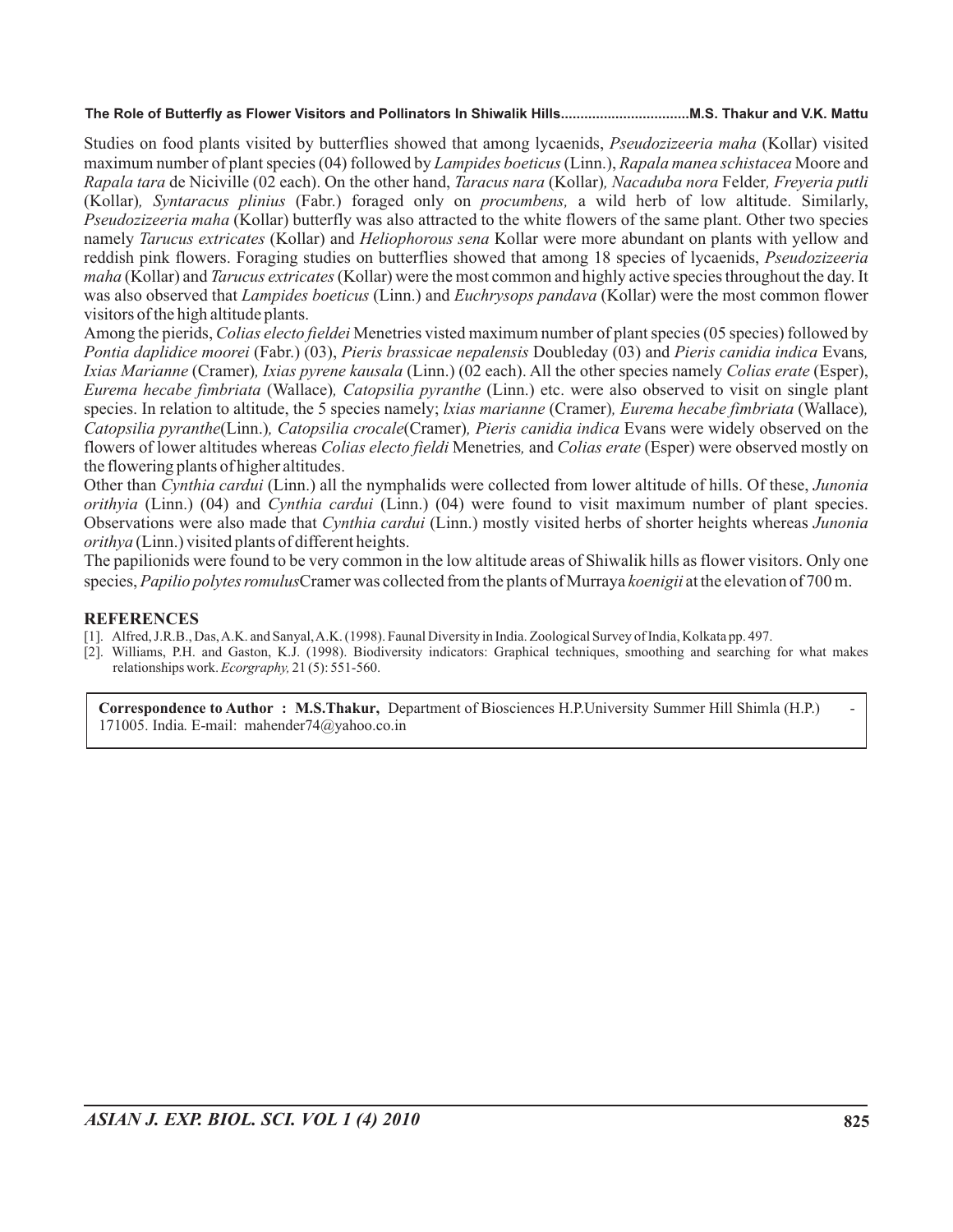Studies on food plants visited by butterflies showed that among lycaenids, *Pseudozizeeria maha* (Kollar) visited maximum number of plant species (04) followed by *Lampides boeticus* (Linn.), *Rapala manea schistacea* Moore and *Rapala tara* de Niciville (02 each). On the other hand, *Taracus nara* (Kollar)*, Nacaduba nora* Felder*, Freyeria putli* (Kollar)*, Syntaracus plinius* (Fabr.) foraged only on *procumbens,* a wild herb of low altitude. Similarly, *Pseudozizeeria maha* (Kollar) butterfly was also attracted to the white flowers of the same plant. Other two species namely *Tarucus extricates* (Kollar) and *Heliophorous sena* Kollar were more abundant on plants with yellow and reddish pink flowers. Foraging studies on butterflies showed that among 18 species of lycaenids, *Pseudozizeeria maha* (Kollar) and *Tarucus extricates* (Kollar) were the most common and highly active species throughout the day. It was also observed that *Lampides boeticus* (Linn.) and *Euchrysops pandava* (Kollar) were the most common flower visitors of the high altitude plants.

Among the pierids, *Colias electo fieldei* Menetries visted maximum number of plant species (05 species) followed by *Pontia daplidice moorei* (Fabr.) (03), *Pieris brassicae nepalensis* Doubleday (03) and *Pieris canidia indica* Evans*, Ixias Marianne* (Cramer)*, Ixias pyrene kausala* (Linn.) (02 each). All the other species namely *Colias erate* (Esper), *Eurema hecabe fimbriata* (Wallace)*, Catopsilia pyranthe* (Linn.) etc. were also observed to visit on single plant species. In relation to altitude, the 5 species namely; *lxias marianne* (Cramer)*, Eurema hecabe fimbriata* (Wallace)*, Catopsilia pyranthe*(Linn.)*, Catopsilia crocale*(Cramer)*, Pieris canidia indica* Evans were widely observed on the flowers of lower altitudes whereas *Colias electo fieldi* Menetries*,* and *Colias erate* (Esper) were observed mostly on the flowering plants of higher altitudes.

Other than *Cynthia cardui* (Linn.) all the nymphalids were collected from lower altitude of hills. Of these, *Junonia orithyia* (Linn.) (04) and *Cynthia cardui* (Linn.) (04) were found to visit maximum number of plant species. Observations were also made that *Cynthia cardui* (Linn.) mostly visited herbs of shorter heights whereas *Junonia orithya* (Linn.) visited plants of different heights.

The papilionids were found to be very common in the low altitude areas of Shiwalik hills as flower visitors. Only one species, *Papilio polytes romulus*Cramer was collected from the plants of Murraya *koenigii* at the elevation of 700 m.

## REFERENCES

[1]. Alfred, J.R.B., Das, A.K. and Sanyal, A.K. (1998). Faunal Diversity in India. Zoological Survey of India, Kolkata pp. 497.

[2]. Williams, P.H. and Gaston, K.J. (1998). Biodiversity indicators: Graphical techniques, smoothing and searching for what makes relationships work. *Ecorgraphy,* 21 (5): 551-560.

**Correspondence to Author : M.S.Thakur,** Department of Biosciences H.P.University Summer Hill Shimla (H.P.) - 171005. India. E-mail: mahender74@yahoo.co.in